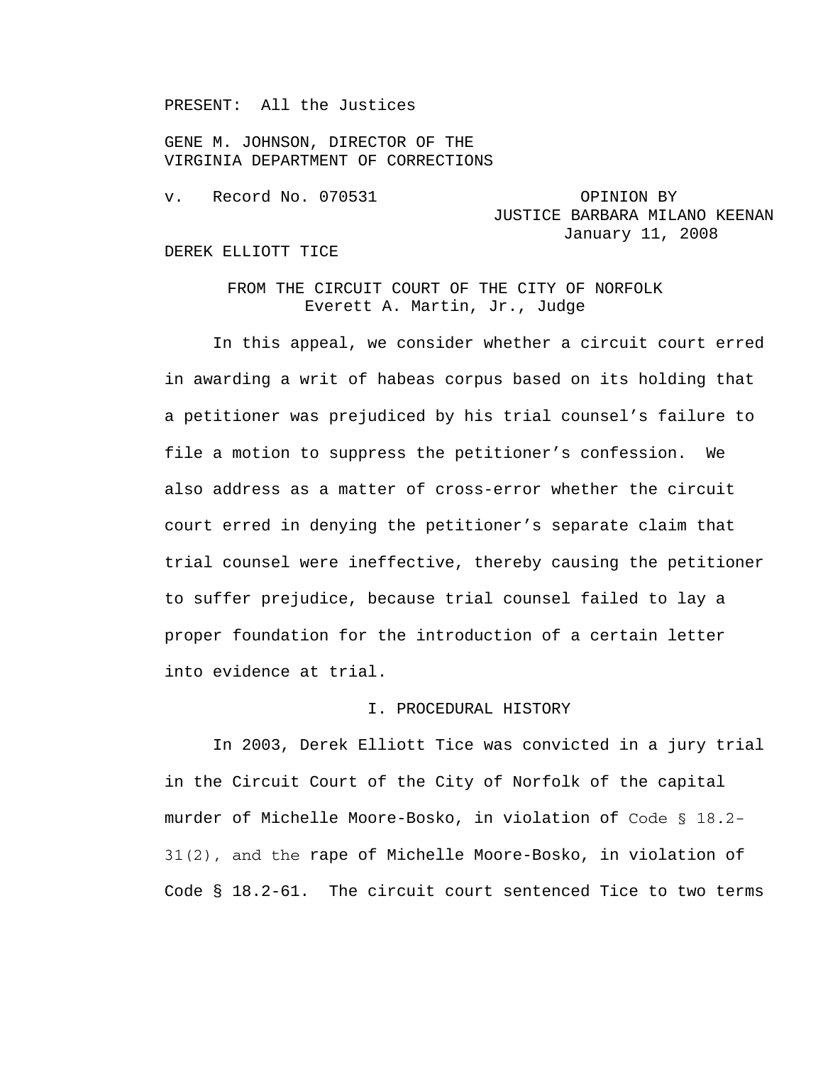PRESENT: All the Justices

GENE M. JOHNSON, DIRECTOR OF THE
VIRGINIA DEPARTMENT OF CORRECTIONS

v. Record No. 070531

OPINION BY
JUSTICE BARBARA MILANO KEENAN
January 11, 2008

DEREK ELLIOTT TICE

FROM THE CIRCUIT COURT OF THE CITY OF NORFOLK
Everett A. Martin, Jr., Judge

In this appeal, we consider whether a circuit court erred in awarding a writ of habeas corpus based on its holding that a petitioner was prejudiced by his trial counsel's failure to file a motion to suppress the petitioner's confession. We also address as a matter of cross-error whether the circuit court erred in denying the petitioner's separate claim that trial counsel were ineffective, thereby causing the petitioner to suffer prejudice, because trial counsel failed to lay a proper foundation for the introduction of a certain letter into evidence at trial.

## I. PROCEDURAL HISTORY

In 2003, Derek Elliott Tice was convicted in a jury trial in the Circuit Court of the City of Norfolk of the capital murder of Michelle Moore-Bosko, in violation of Code § 18.2-31(2), and the rape of Michelle Moore-Bosko, in violation of Code § 18.2-61. The circuit court sentenced Tice to two terms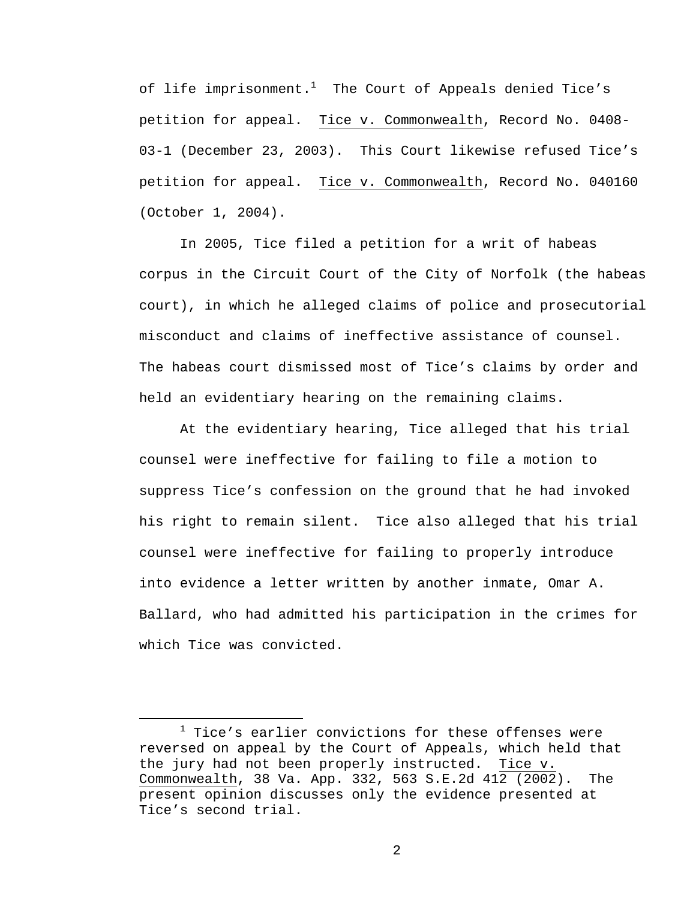of life imprisonment.[1] The Court of Appeals denied Tice's petition for appeal. Tice v. Commonwealth, Record No. 0408-03-1 (December 23, 2003). This Court likewise refused Tice's petition for appeal. Tice v. Commonwealth, Record No. 040160 (October 1, 2004).

In 2005, Tice filed a petition for a writ of habeas corpus in the Circuit Court of the City of Norfolk (the habeas court), in which he alleged claims of police and prosecutorial misconduct and claims of ineffective assistance of counsel. The habeas court dismissed most of Tice's claims by order and held an evidentiary hearing on the remaining claims.

At the evidentiary hearing, Tice alleged that his trial counsel were ineffective for failing to file a motion to suppress Tice's confession on the ground that he had invoked his right to remain silent. Tice also alleged that his trial counsel were ineffective for failing to properly introduce into evidence a letter written by another inmate, Omar A. Ballard, who had admitted his participation in the crimes for which Tice was convicted.

---

[1] Tice's earlier convictions for these offenses were reversed on appeal by the Court of Appeals, which held that the jury had not been properly instructed. Tice v. Commonwealth, 38 Va. App. 332, 563 S.E.2d 412 (2002). The present opinion discusses only the evidence presented at Tice's second trial.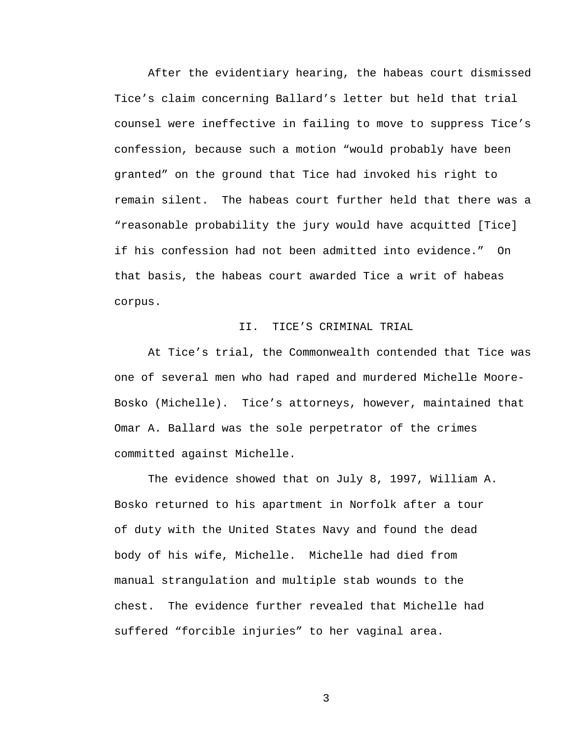After the evidentiary hearing, the habeas court dismissed Tice's claim concerning Ballard's letter but held that trial counsel were ineffective in failing to move to suppress Tice's confession, because such a motion "would probably have been granted" on the ground that Tice had invoked his right to remain silent. The habeas court further held that there was a "reasonable probability the jury would have acquitted [Tice] if his confession had not been admitted into evidence." On that basis, the habeas court awarded Tice a writ of habeas corpus.

## II. TICE'S CRIMINAL TRIAL

At Tice's trial, the Commonwealth contended that Tice was one of several men who had raped and murdered Michelle Moore-Bosko (Michelle). Tice's attorneys, however, maintained that Omar A. Ballard was the sole perpetrator of the crimes committed against Michelle.

The evidence showed that on July 8, 1997, William A. Bosko returned to his apartment in Norfolk after a tour of duty with the United States Navy and found the dead body of his wife, Michelle. Michelle had died from manual strangulation and multiple stab wounds to the chest. The evidence further revealed that Michelle had suffered "forcible injuries" to her vaginal area.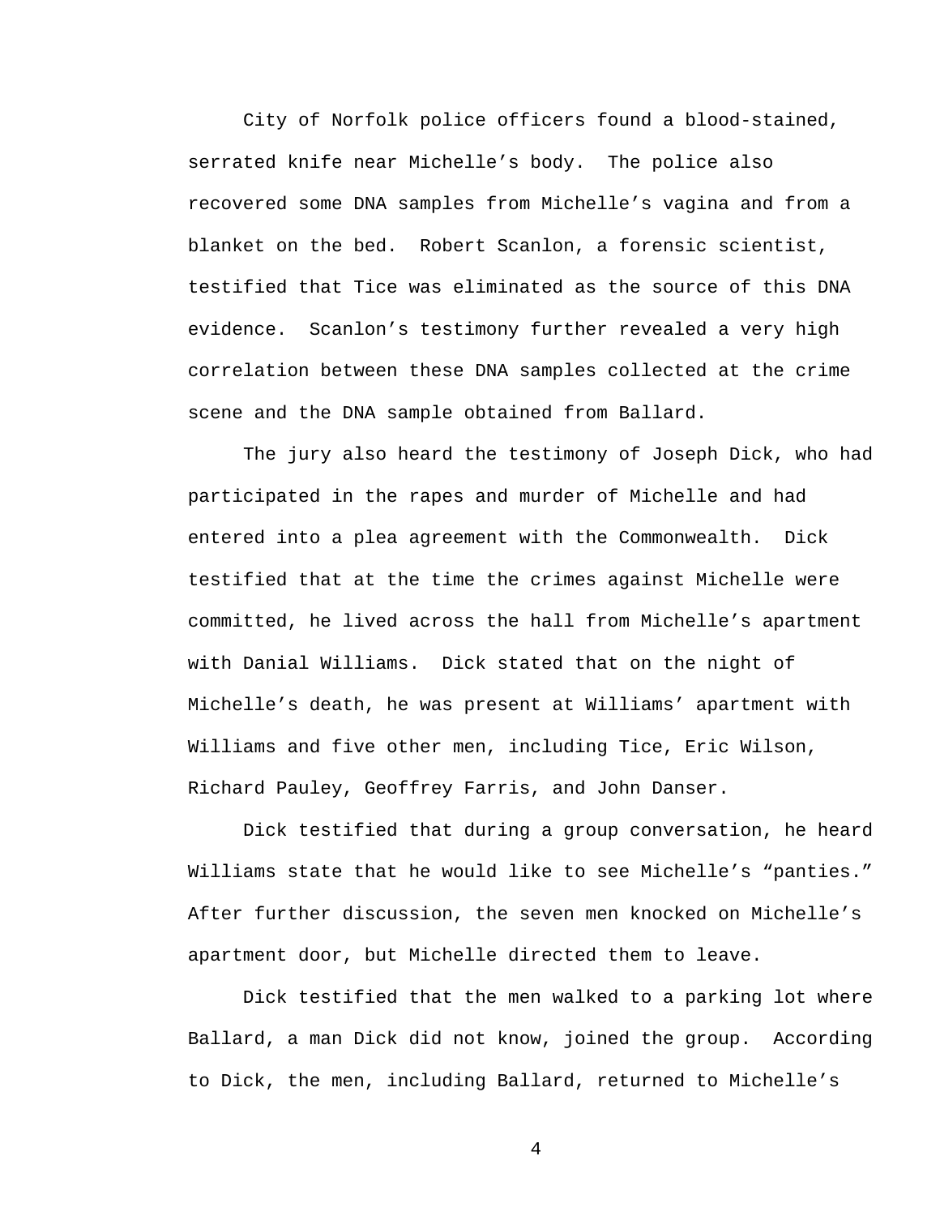City of Norfolk police officers found a blood-stained, serrated knife near Michelle’s body. The police also recovered some DNA samples from Michelle’s vagina and from a blanket on the bed. Robert Scanlon, a forensic scientist, testified that Tice was eliminated as the source of this DNA evidence. Scanlon’s testimony further revealed a very high correlation between these DNA samples collected at the crime scene and the DNA sample obtained from Ballard.

The jury also heard the testimony of Joseph Dick, who had participated in the rapes and murder of Michelle and had entered into a plea agreement with the Commonwealth. Dick testified that at the time the crimes against Michelle were committed, he lived across the hall from Michelle’s apartment with Danial Williams. Dick stated that on the night of Michelle’s death, he was present at Williams’ apartment with Williams and five other men, including Tice, Eric Wilson, Richard Pauley, Geoffrey Farris, and John Danser.

Dick testified that during a group conversation, he heard Williams state that he would like to see Michelle’s “panties.” After further discussion, the seven men knocked on Michelle’s apartment door, but Michelle directed them to leave.

Dick testified that the men walked to a parking lot where Ballard, a man Dick did not know, joined the group. According to Dick, the men, including Ballard, returned to Michelle’s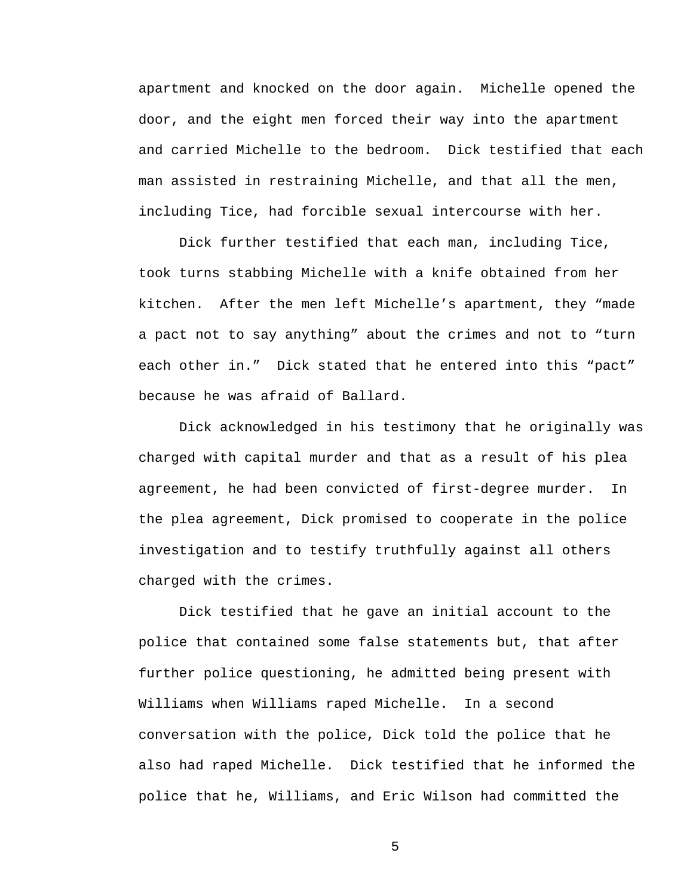apartment and knocked on the door again. Michelle opened the door, and the eight men forced their way into the apartment and carried Michelle to the bedroom. Dick testified that each man assisted in restraining Michelle, and that all the men, including Tice, had forcible sexual intercourse with her.

Dick further testified that each man, including Tice, took turns stabbing Michelle with a knife obtained from her kitchen. After the men left Michelle's apartment, they "made a pact not to say anything" about the crimes and not to "turn each other in." Dick stated that he entered into this "pact" because he was afraid of Ballard.

Dick acknowledged in his testimony that he originally was charged with capital murder and that as a result of his plea agreement, he had been convicted of first-degree murder. In the plea agreement, Dick promised to cooperate in the police investigation and to testify truthfully against all others charged with the crimes.

Dick testified that he gave an initial account to the police that contained some false statements but, that after further police questioning, he admitted being present with Williams when Williams raped Michelle. In a second conversation with the police, Dick told the police that he also had raped Michelle. Dick testified that he informed the police that he, Williams, and Eric Wilson had committed the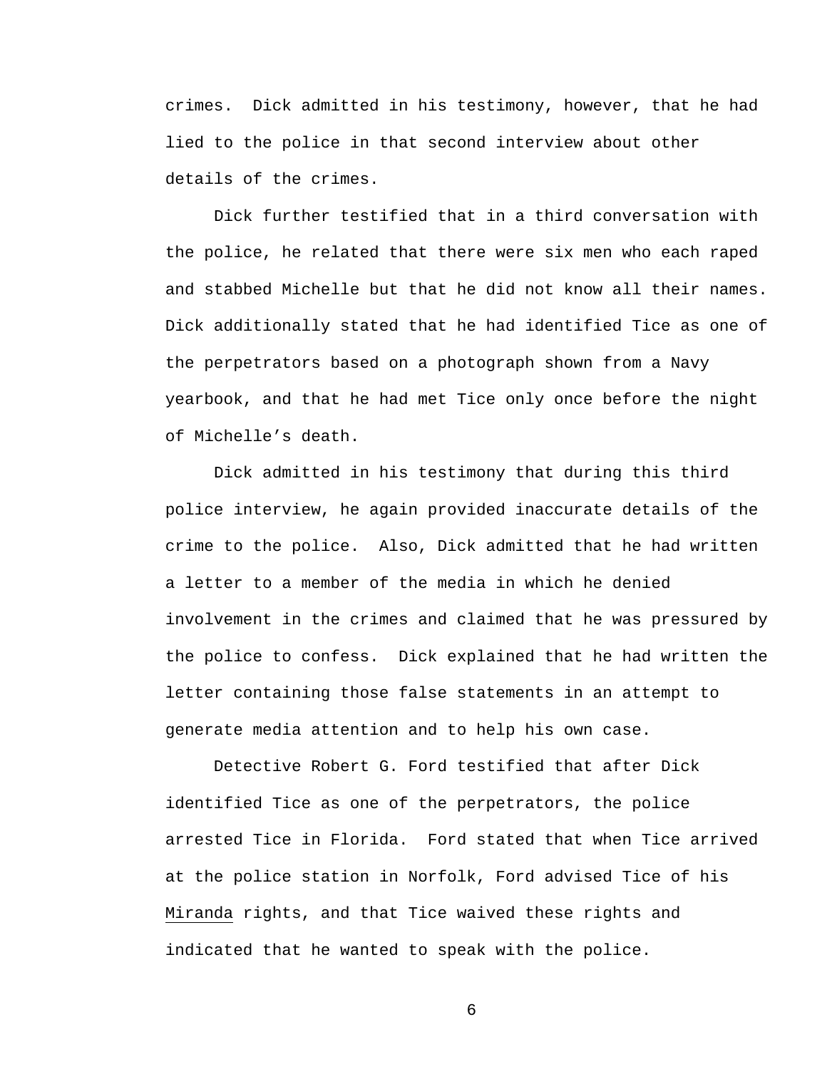crimes. Dick admitted in his testimony, however, that he had lied to the police in that second interview about other details of the crimes.

Dick further testified that in a third conversation with the police, he related that there were six men who each raped and stabbed Michelle but that he did not know all their names. Dick additionally stated that he had identified Tice as one of the perpetrators based on a photograph shown from a Navy yearbook, and that he had met Tice only once before the night of Michelle's death.

Dick admitted in his testimony that during this third police interview, he again provided inaccurate details of the crime to the police. Also, Dick admitted that he had written a letter to a member of the media in which he denied involvement in the crimes and claimed that he was pressured by the police to confess. Dick explained that he had written the letter containing those false statements in an attempt to generate media attention and to help his own case.

Detective Robert G. Ford testified that after Dick identified Tice as one of the perpetrators, the police arrested Tice in Florida. Ford stated that when Tice arrived at the police station in Norfolk, Ford advised Tice of his Miranda rights, and that Tice waived these rights and indicated that he wanted to speak with the police.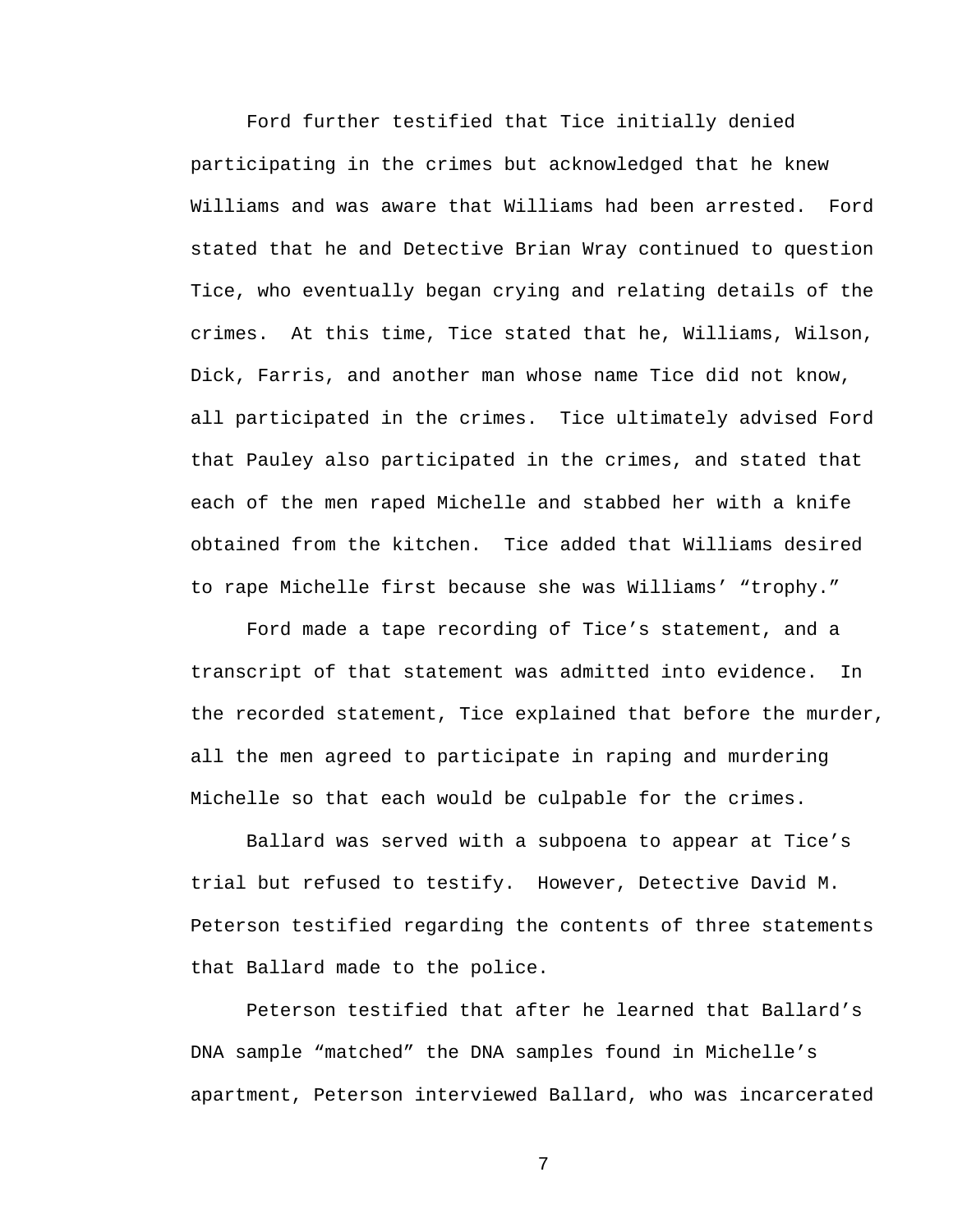Ford further testified that Tice initially denied participating in the crimes but acknowledged that he knew Williams and was aware that Williams had been arrested. Ford stated that he and Detective Brian Wray continued to question Tice, who eventually began crying and relating details of the crimes. At this time, Tice stated that he, Williams, Wilson, Dick, Farris, and another man whose name Tice did not know, all participated in the crimes. Tice ultimately advised Ford that Pauley also participated in the crimes, and stated that each of the men raped Michelle and stabbed her with a knife obtained from the kitchen. Tice added that Williams desired to rape Michelle first because she was Williams' "trophy."

Ford made a tape recording of Tice's statement, and a transcript of that statement was admitted into evidence. In the recorded statement, Tice explained that before the murder, all the men agreed to participate in raping and murdering Michelle so that each would be culpable for the crimes.

Ballard was served with a subpoena to appear at Tice's trial but refused to testify. However, Detective David M. Peterson testified regarding the contents of three statements that Ballard made to the police.

Peterson testified that after he learned that Ballard's DNA sample "matched" the DNA samples found in Michelle's apartment, Peterson interviewed Ballard, who was incarcerated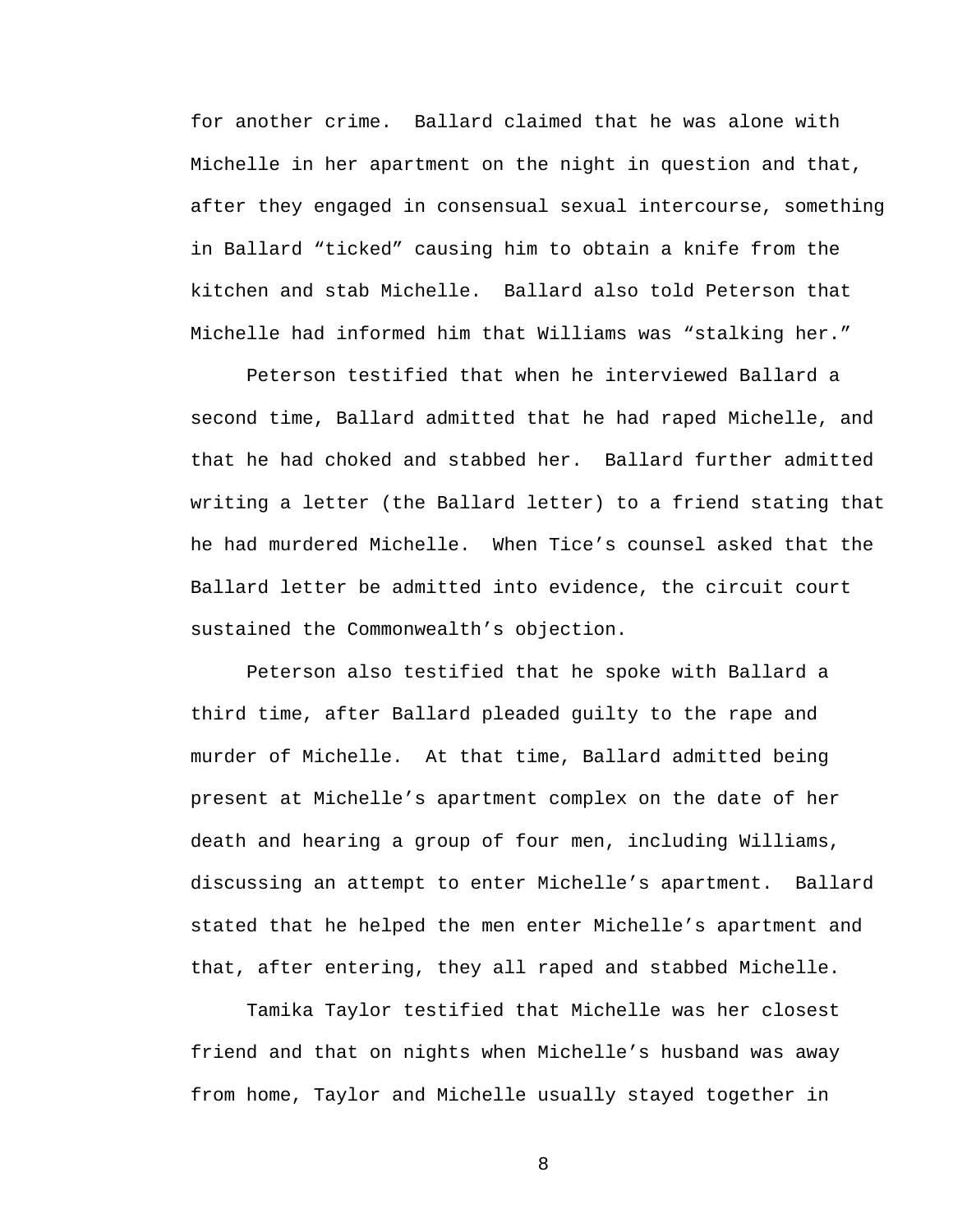for another crime. Ballard claimed that he was alone with Michelle in her apartment on the night in question and that, after they engaged in consensual sexual intercourse, something in Ballard "ticked" causing him to obtain a knife from the kitchen and stab Michelle. Ballard also told Peterson that Michelle had informed him that Williams was "stalking her."

Peterson testified that when he interviewed Ballard a second time, Ballard admitted that he had raped Michelle, and that he had choked and stabbed her. Ballard further admitted writing a letter (the Ballard letter) to a friend stating that he had murdered Michelle. When Tice's counsel asked that the Ballard letter be admitted into evidence, the circuit court sustained the Commonwealth's objection.

Peterson also testified that he spoke with Ballard a third time, after Ballard pleaded guilty to the rape and murder of Michelle. At that time, Ballard admitted being present at Michelle's apartment complex on the date of her death and hearing a group of four men, including Williams, discussing an attempt to enter Michelle's apartment. Ballard stated that he helped the men enter Michelle's apartment and that, after entering, they all raped and stabbed Michelle.

Tamika Taylor testified that Michelle was her closest friend and that on nights when Michelle's husband was away from home, Taylor and Michelle usually stayed together in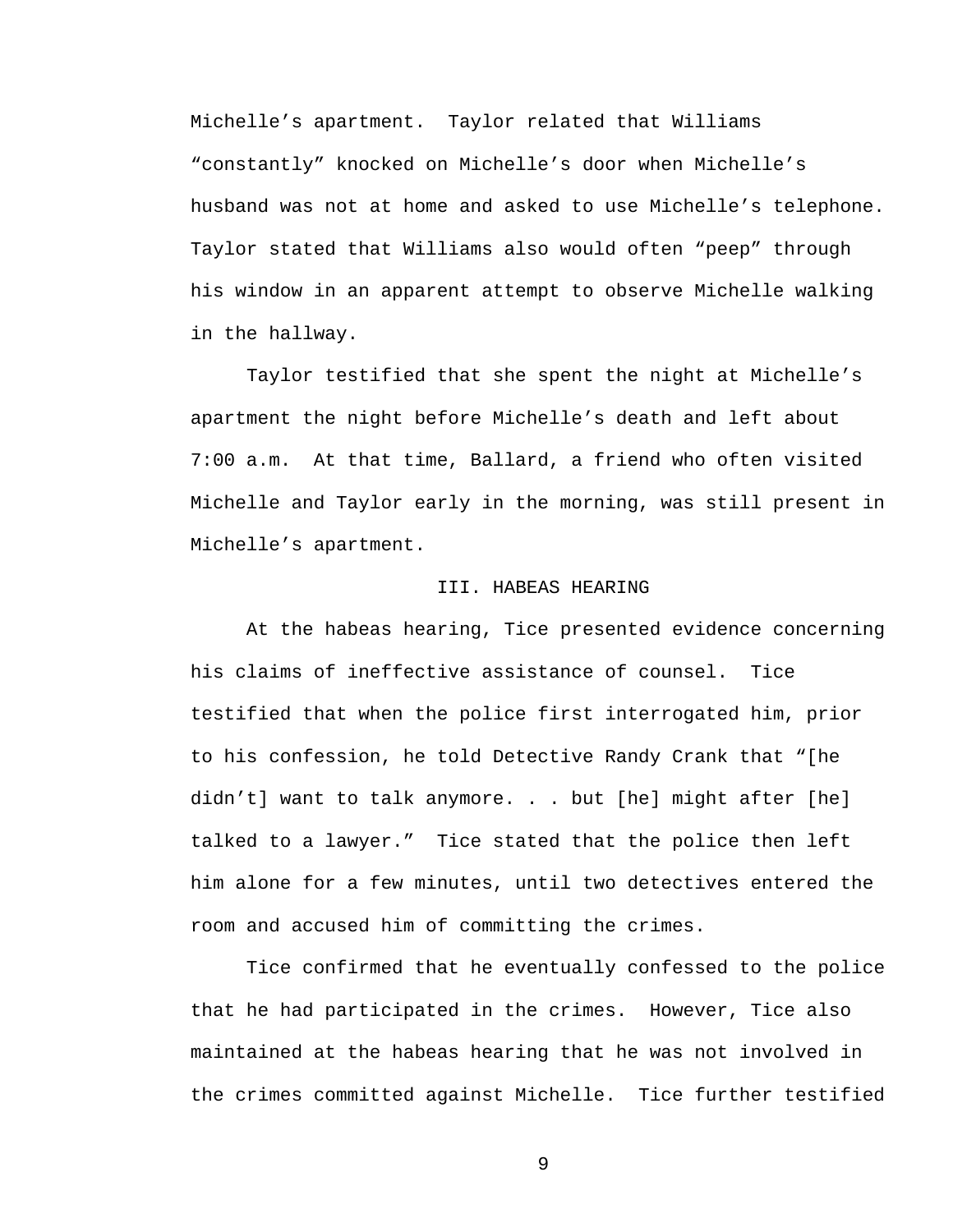Michelle’s apartment. Taylor related that Williams “constantly” knocked on Michelle’s door when Michelle’s husband was not at home and asked to use Michelle’s telephone. Taylor stated that Williams also would often “peep” through his window in an apparent attempt to observe Michelle walking in the hallway.

Taylor testified that she spent the night at Michelle’s apartment the night before Michelle’s death and left about 7:00 a.m. At that time, Ballard, a friend who often visited Michelle and Taylor early in the morning, was still present in Michelle’s apartment.

## III. HABEAS HEARING

At the habeas hearing, Tice presented evidence concerning his claims of ineffective assistance of counsel. Tice testified that when the police first interrogated him, prior to his confession, he told Detective Randy Crank that “[he didn’t] want to talk anymore. . . but [he] might after [he] talked to a lawyer.” Tice stated that the police then left him alone for a few minutes, until two detectives entered the room and accused him of committing the crimes.

Tice confirmed that he eventually confessed to the police that he had participated in the crimes. However, Tice also maintained at the habeas hearing that he was not involved in the crimes committed against Michelle. Tice further testified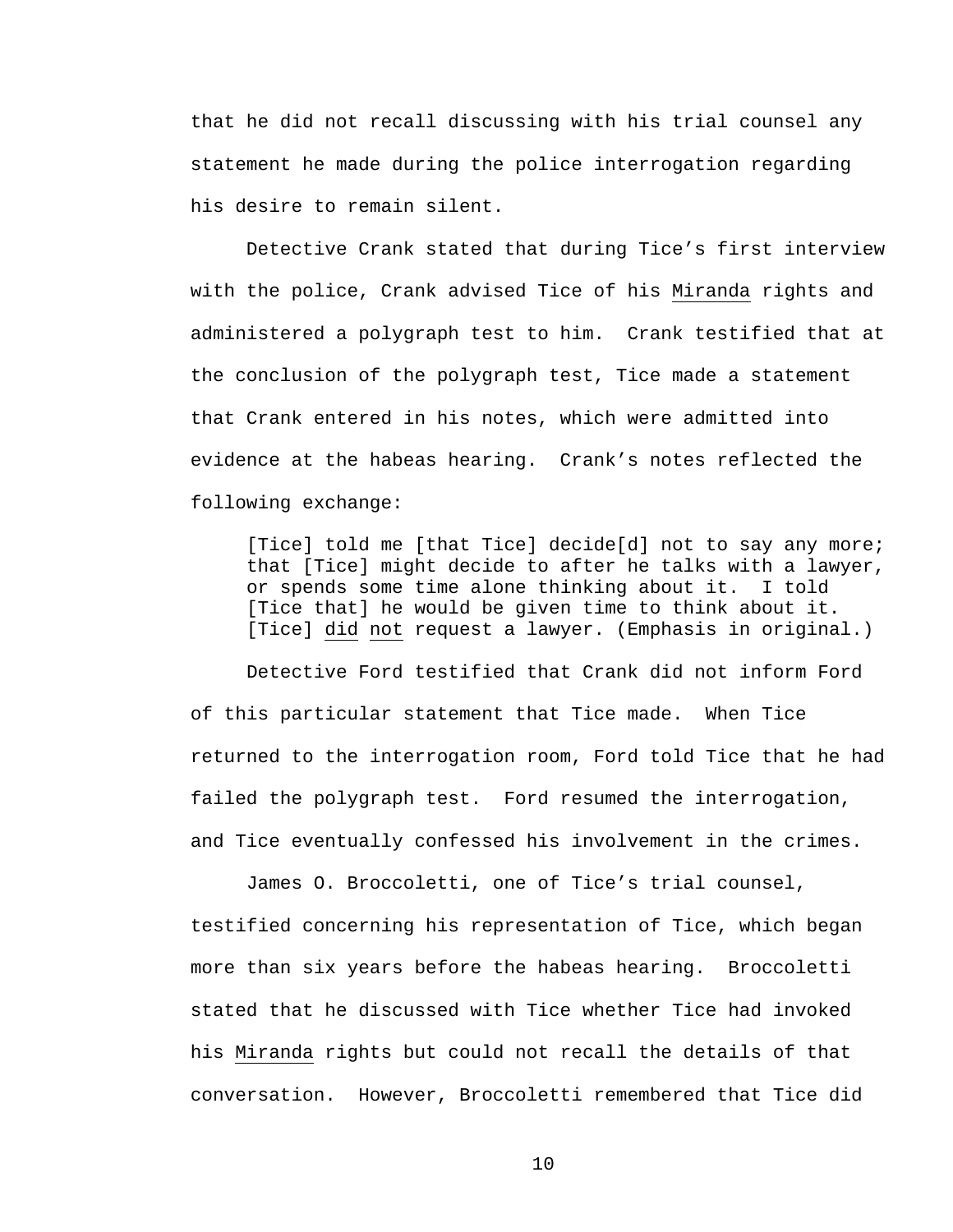that he did not recall discussing with his trial counsel any statement he made during the police interrogation regarding his desire to remain silent.

Detective Crank stated that during Tice's first interview with the police, Crank advised Tice of his Miranda rights and administered a polygraph test to him. Crank testified that at the conclusion of the polygraph test, Tice made a statement that Crank entered in his notes, which were admitted into evidence at the habeas hearing. Crank's notes reflected the following exchange:

> [Tice] told me [that Tice] decide[d] not to say any more; that [Tice] might decide to after he talks with a lawyer, or spends some time alone thinking about it. I told [Tice that] he would be given time to think about it. [Tice] did not request a lawyer. (Emphasis in original.)

Detective Ford testified that Crank did not inform Ford of this particular statement that Tice made. When Tice returned to the interrogation room, Ford told Tice that he had failed the polygraph test. Ford resumed the interrogation, and Tice eventually confessed his involvement in the crimes.

James O. Broccoletti, one of Tice's trial counsel, testified concerning his representation of Tice, which began more than six years before the habeas hearing. Broccoletti stated that he discussed with Tice whether Tice had invoked his Miranda rights but could not recall the details of that conversation. However, Broccoletti remembered that Tice did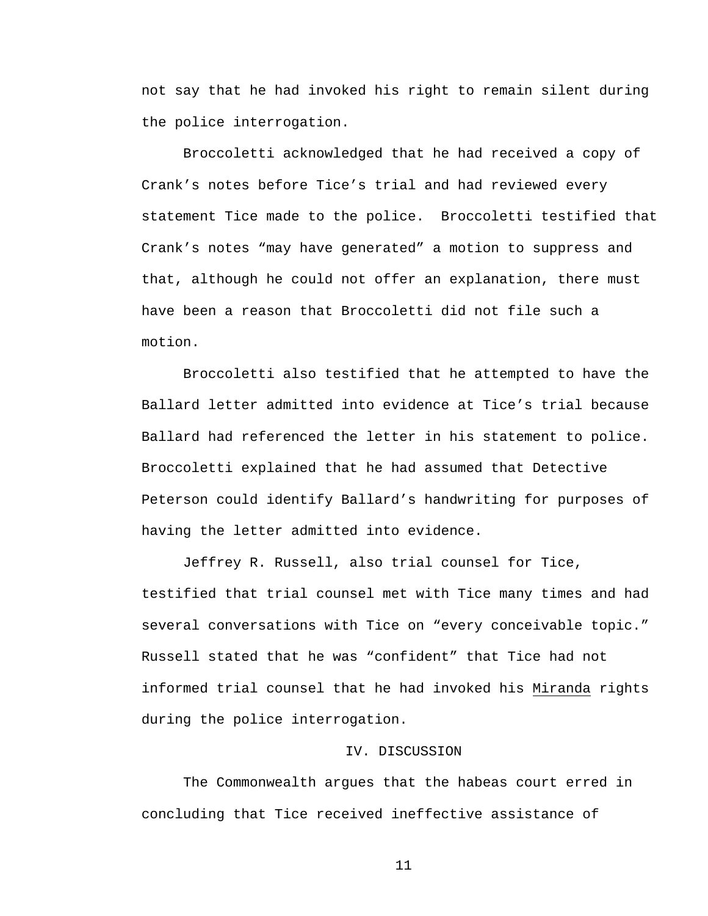not say that he had invoked his right to remain silent during the police interrogation.

Broccoletti acknowledged that he had received a copy of Crank's notes before Tice's trial and had reviewed every statement Tice made to the police. Broccoletti testified that Crank's notes "may have generated" a motion to suppress and that, although he could not offer an explanation, there must have been a reason that Broccoletti did not file such a motion.

Broccoletti also testified that he attempted to have the Ballard letter admitted into evidence at Tice's trial because Ballard had referenced the letter in his statement to police. Broccoletti explained that he had assumed that Detective Peterson could identify Ballard's handwriting for purposes of having the letter admitted into evidence.

Jeffrey R. Russell, also trial counsel for Tice, testified that trial counsel met with Tice many times and had several conversations with Tice on "every conceivable topic." Russell stated that he was "confident" that Tice had not informed trial counsel that he had invoked his Miranda rights during the police interrogation.

## IV. DISCUSSION

The Commonwealth argues that the habeas court erred in concluding that Tice received ineffective assistance of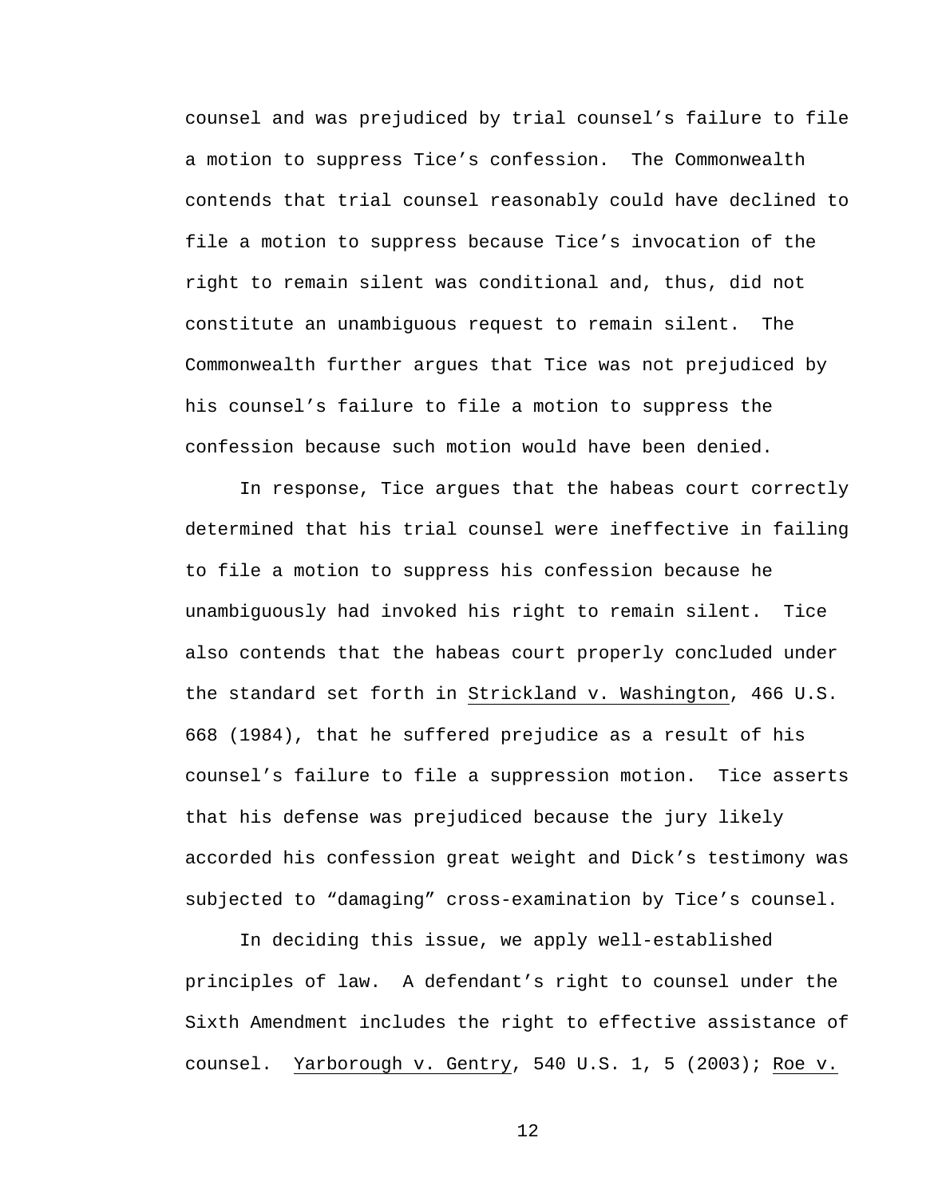counsel and was prejudiced by trial counsel's failure to file a motion to suppress Tice's confession. The Commonwealth contends that trial counsel reasonably could have declined to file a motion to suppress because Tice's invocation of the right to remain silent was conditional and, thus, did not constitute an unambiguous request to remain silent. The Commonwealth further argues that Tice was not prejudiced by his counsel's failure to file a motion to suppress the confession because such motion would have been denied.

In response, Tice argues that the habeas court correctly determined that his trial counsel were ineffective in failing to file a motion to suppress his confession because he unambiguously had invoked his right to remain silent. Tice also contends that the habeas court properly concluded under the standard set forth in Strickland v. Washington, 466 U.S. 668 (1984), that he suffered prejudice as a result of his counsel's failure to file a suppression motion. Tice asserts that his defense was prejudiced because the jury likely accorded his confession great weight and Dick's testimony was subjected to "damaging" cross-examination by Tice's counsel.

In deciding this issue, we apply well-established principles of law. A defendant's right to counsel under the Sixth Amendment includes the right to effective assistance of counsel. Yarborough v. Gentry, 540 U.S. 1, 5 (2003); Roe v.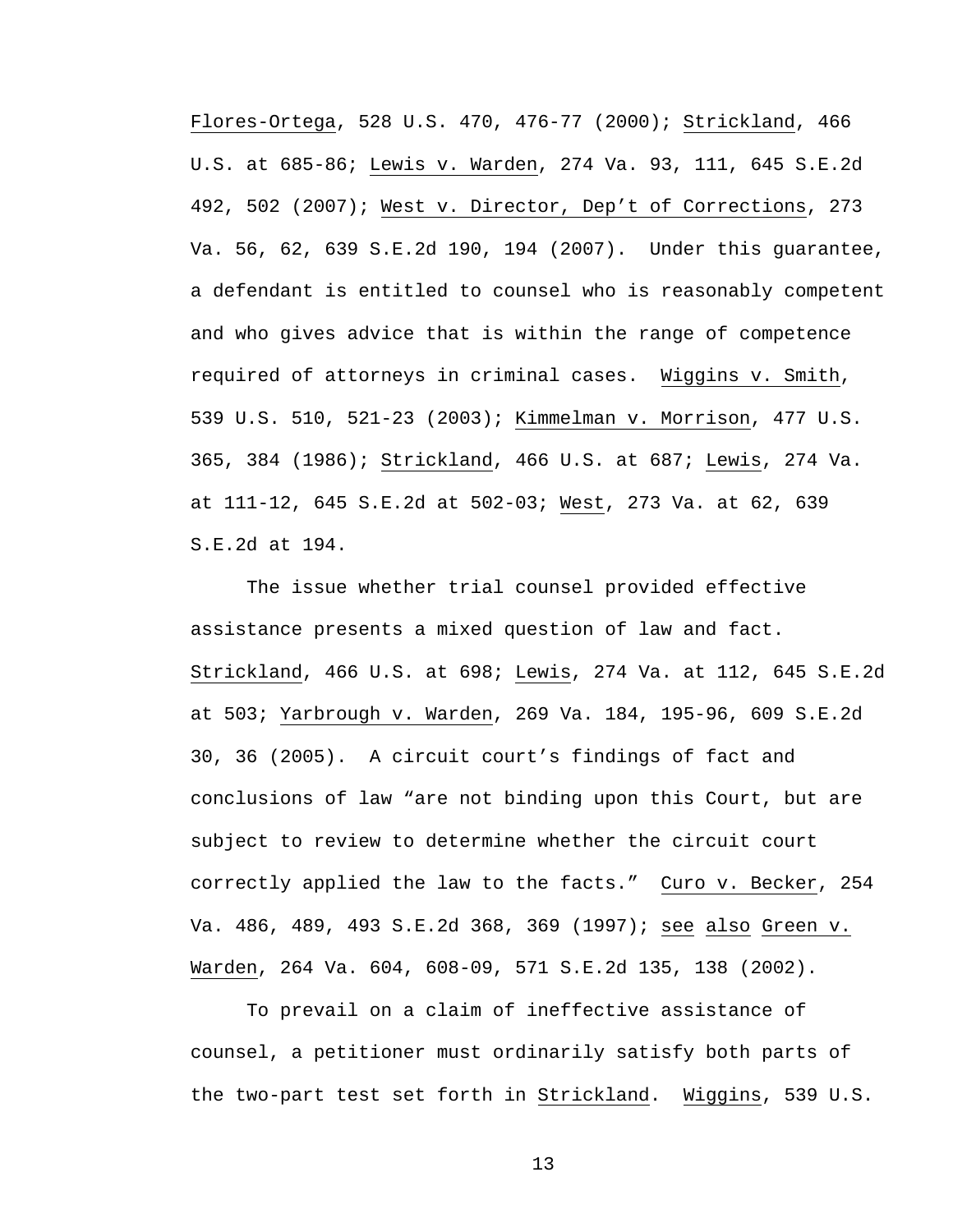Flores-Ortega, 528 U.S. 470, 476-77 (2000); Strickland, 466 U.S. at 685-86; Lewis v. Warden, 274 Va. 93, 111, 645 S.E.2d 492, 502 (2007); West v. Director, Dep't of Corrections, 273 Va. 56, 62, 639 S.E.2d 190, 194 (2007). Under this guarantee, a defendant is entitled to counsel who is reasonably competent and who gives advice that is within the range of competence required of attorneys in criminal cases. Wiggins v. Smith, 539 U.S. 510, 521-23 (2003); Kimmelman v. Morrison, 477 U.S. 365, 384 (1986); Strickland, 466 U.S. at 687; Lewis, 274 Va. at 111-12, 645 S.E.2d at 502-03; West, 273 Va. at 62, 639 S.E.2d at 194.

The issue whether trial counsel provided effective assistance presents a mixed question of law and fact. Strickland, 466 U.S. at 698; Lewis, 274 Va. at 112, 645 S.E.2d at 503; Yarbrough v. Warden, 269 Va. 184, 195-96, 609 S.E.2d 30, 36 (2005). A circuit court's findings of fact and conclusions of law "are not binding upon this Court, but are subject to review to determine whether the circuit court correctly applied the law to the facts." Curo v. Becker, 254 Va. 486, 489, 493 S.E.2d 368, 369 (1997); see also Green v. Warden, 264 Va. 604, 608-09, 571 S.E.2d 135, 138 (2002).

To prevail on a claim of ineffective assistance of counsel, a petitioner must ordinarily satisfy both parts of the two-part test set forth in Strickland. Wiggins, 539 U.S.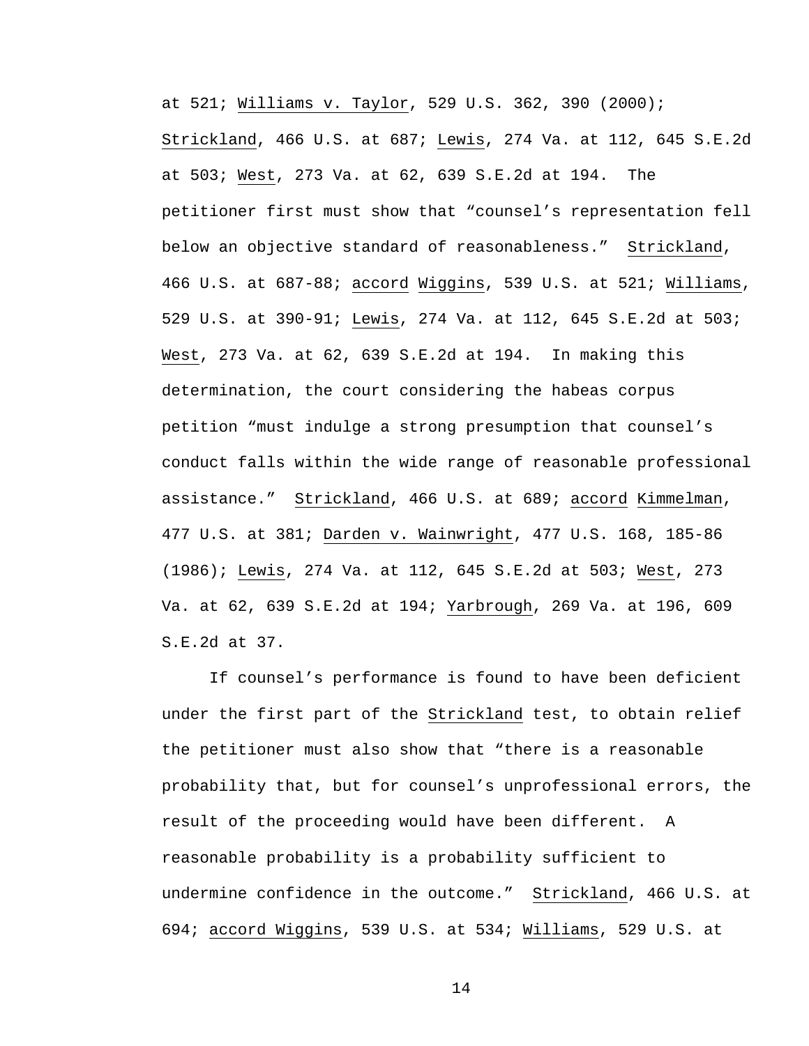at 521; Williams v. Taylor, 529 U.S. 362, 390 (2000); Strickland, 466 U.S. at 687; Lewis, 274 Va. at 112, 645 S.E.2d at 503; West, 273 Va. at 62, 639 S.E.2d at 194. The petitioner first must show that "counsel's representation fell below an objective standard of reasonableness." Strickland, 466 U.S. at 687-88; accord Wiggins, 539 U.S. at 521; Williams, 529 U.S. at 390-91; Lewis, 274 Va. at 112, 645 S.E.2d at 503; West, 273 Va. at 62, 639 S.E.2d at 194. In making this determination, the court considering the habeas corpus petition "must indulge a strong presumption that counsel's conduct falls within the wide range of reasonable professional assistance." Strickland, 466 U.S. at 689; accord Kimmelman, 477 U.S. at 381; Darden v. Wainwright, 477 U.S. 168, 185-86 (1986); Lewis, 274 Va. at 112, 645 S.E.2d at 503; West, 273 Va. at 62, 639 S.E.2d at 194; Yarbrough, 269 Va. at 196, 609 S.E.2d at 37.

If counsel's performance is found to have been deficient under the first part of the Strickland test, to obtain relief the petitioner must also show that "there is a reasonable probability that, but for counsel's unprofessional errors, the result of the proceeding would have been different. A reasonable probability is a probability sufficient to undermine confidence in the outcome." Strickland, 466 U.S. at 694; accord Wiggins, 539 U.S. at 534; Williams, 529 U.S. at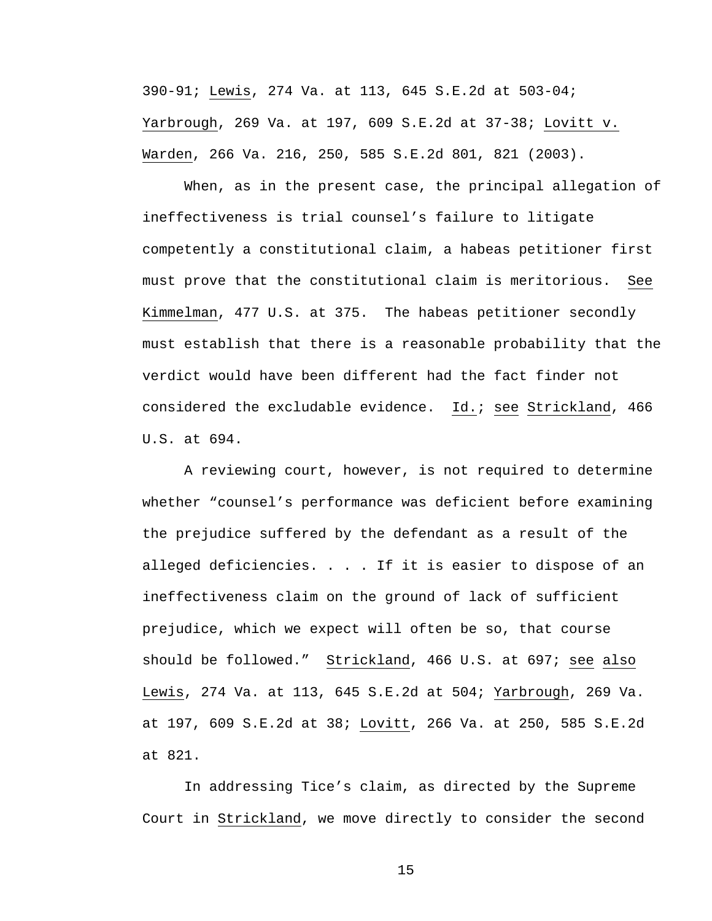390-91; Lewis, 274 Va. at 113, 645 S.E.2d at 503-04; Yarbrough, 269 Va. at 197, 609 S.E.2d at 37-38; Lovitt v. Warden, 266 Va. 216, 250, 585 S.E.2d 801, 821 (2003).

When, as in the present case, the principal allegation of ineffectiveness is trial counsel's failure to litigate competently a constitutional claim, a habeas petitioner first must prove that the constitutional claim is meritorious. See Kimmelman, 477 U.S. at 375. The habeas petitioner secondly must establish that there is a reasonable probability that the verdict would have been different had the fact finder not considered the excludable evidence. Id.; see Strickland, 466 U.S. at 694.

A reviewing court, however, is not required to determine whether "counsel's performance was deficient before examining the prejudice suffered by the defendant as a result of the alleged deficiencies. . . . If it is easier to dispose of an ineffectiveness claim on the ground of lack of sufficient prejudice, which we expect will often be so, that course should be followed." Strickland, 466 U.S. at 697; see also Lewis, 274 Va. at 113, 645 S.E.2d at 504; Yarbrough, 269 Va. at 197, 609 S.E.2d at 38; Lovitt, 266 Va. at 250, 585 S.E.2d at 821.

In addressing Tice's claim, as directed by the Supreme Court in Strickland, we move directly to consider the second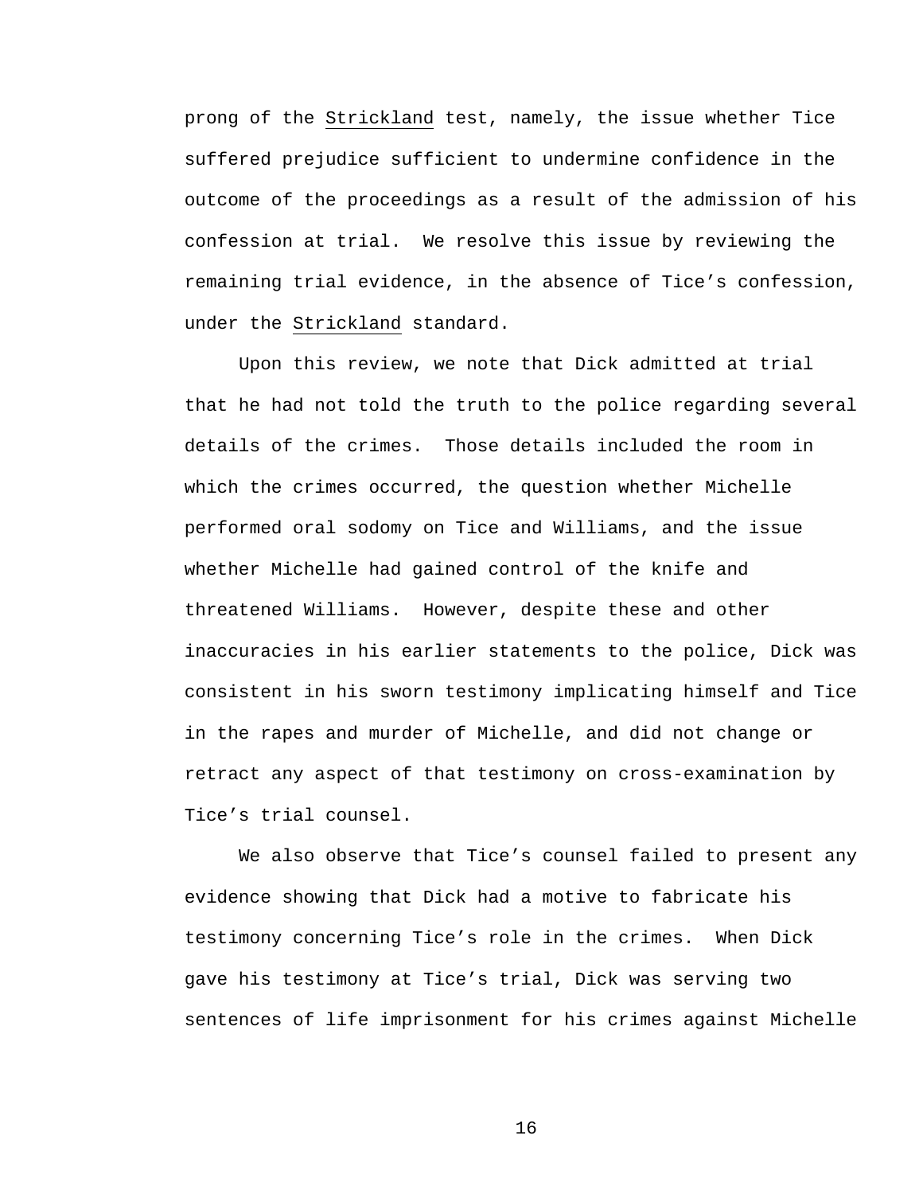prong of the Strickland test, namely, the issue whether Tice suffered prejudice sufficient to undermine confidence in the outcome of the proceedings as a result of the admission of his confession at trial. We resolve this issue by reviewing the remaining trial evidence, in the absence of Tice's confession, under the Strickland standard.

Upon this review, we note that Dick admitted at trial that he had not told the truth to the police regarding several details of the crimes. Those details included the room in which the crimes occurred, the question whether Michelle performed oral sodomy on Tice and Williams, and the issue whether Michelle had gained control of the knife and threatened Williams. However, despite these and other inaccuracies in his earlier statements to the police, Dick was consistent in his sworn testimony implicating himself and Tice in the rapes and murder of Michelle, and did not change or retract any aspect of that testimony on cross-examination by Tice's trial counsel.

We also observe that Tice's counsel failed to present any evidence showing that Dick had a motive to fabricate his testimony concerning Tice's role in the crimes. When Dick gave his testimony at Tice's trial, Dick was serving two sentences of life imprisonment for his crimes against Michelle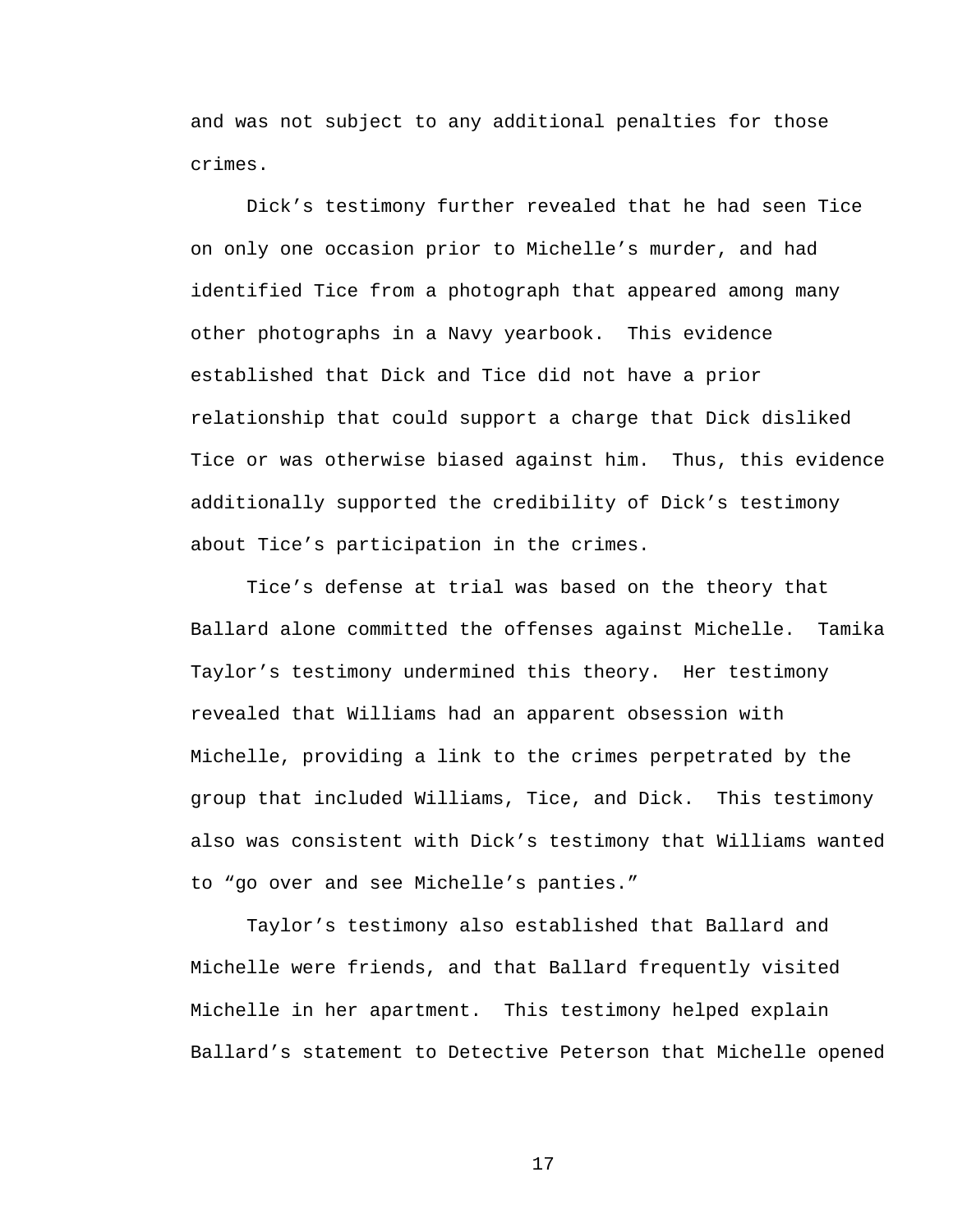and was not subject to any additional penalties for those crimes.

Dick's testimony further revealed that he had seen Tice on only one occasion prior to Michelle's murder, and had identified Tice from a photograph that appeared among many other photographs in a Navy yearbook. This evidence established that Dick and Tice did not have a prior relationship that could support a charge that Dick disliked Tice or was otherwise biased against him. Thus, this evidence additionally supported the credibility of Dick's testimony about Tice's participation in the crimes.

Tice's defense at trial was based on the theory that Ballard alone committed the offenses against Michelle. Tamika Taylor's testimony undermined this theory. Her testimony revealed that Williams had an apparent obsession with Michelle, providing a link to the crimes perpetrated by the group that included Williams, Tice, and Dick. This testimony also was consistent with Dick's testimony that Williams wanted to "go over and see Michelle's panties."

Taylor's testimony also established that Ballard and Michelle were friends, and that Ballard frequently visited Michelle in her apartment. This testimony helped explain Ballard's statement to Detective Peterson that Michelle opened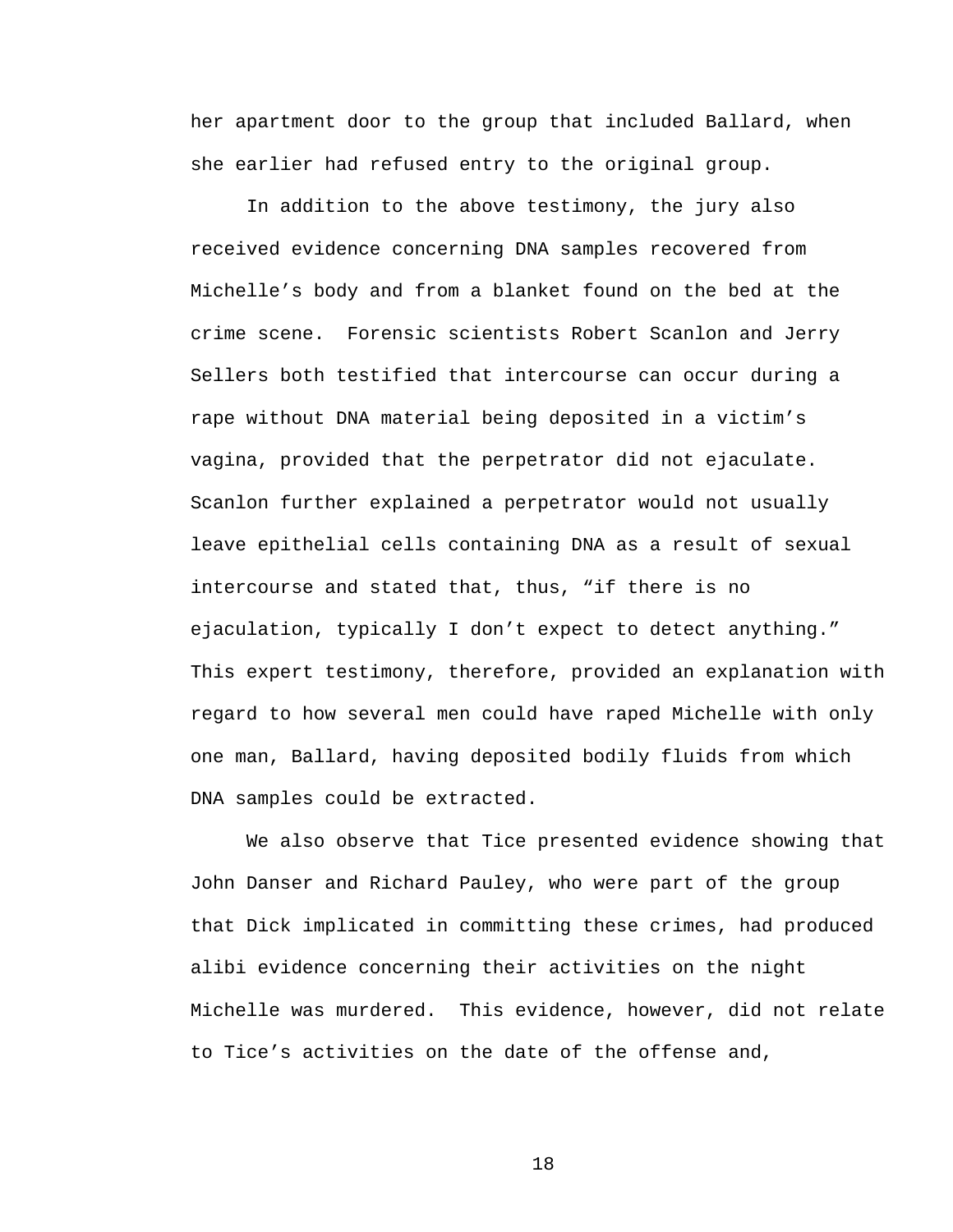her apartment door to the group that included Ballard, when she earlier had refused entry to the original group.

In addition to the above testimony, the jury also received evidence concerning DNA samples recovered from Michelle's body and from a blanket found on the bed at the crime scene. Forensic scientists Robert Scanlon and Jerry Sellers both testified that intercourse can occur during a rape without DNA material being deposited in a victim's vagina, provided that the perpetrator did not ejaculate. Scanlon further explained a perpetrator would not usually leave epithelial cells containing DNA as a result of sexual intercourse and stated that, thus, "if there is no ejaculation, typically I don't expect to detect anything." This expert testimony, therefore, provided an explanation with regard to how several men could have raped Michelle with only one man, Ballard, having deposited bodily fluids from which DNA samples could be extracted.

We also observe that Tice presented evidence showing that John Danser and Richard Pauley, who were part of the group that Dick implicated in committing these crimes, had produced alibi evidence concerning their activities on the night Michelle was murdered. This evidence, however, did not relate to Tice's activities on the date of the offense and,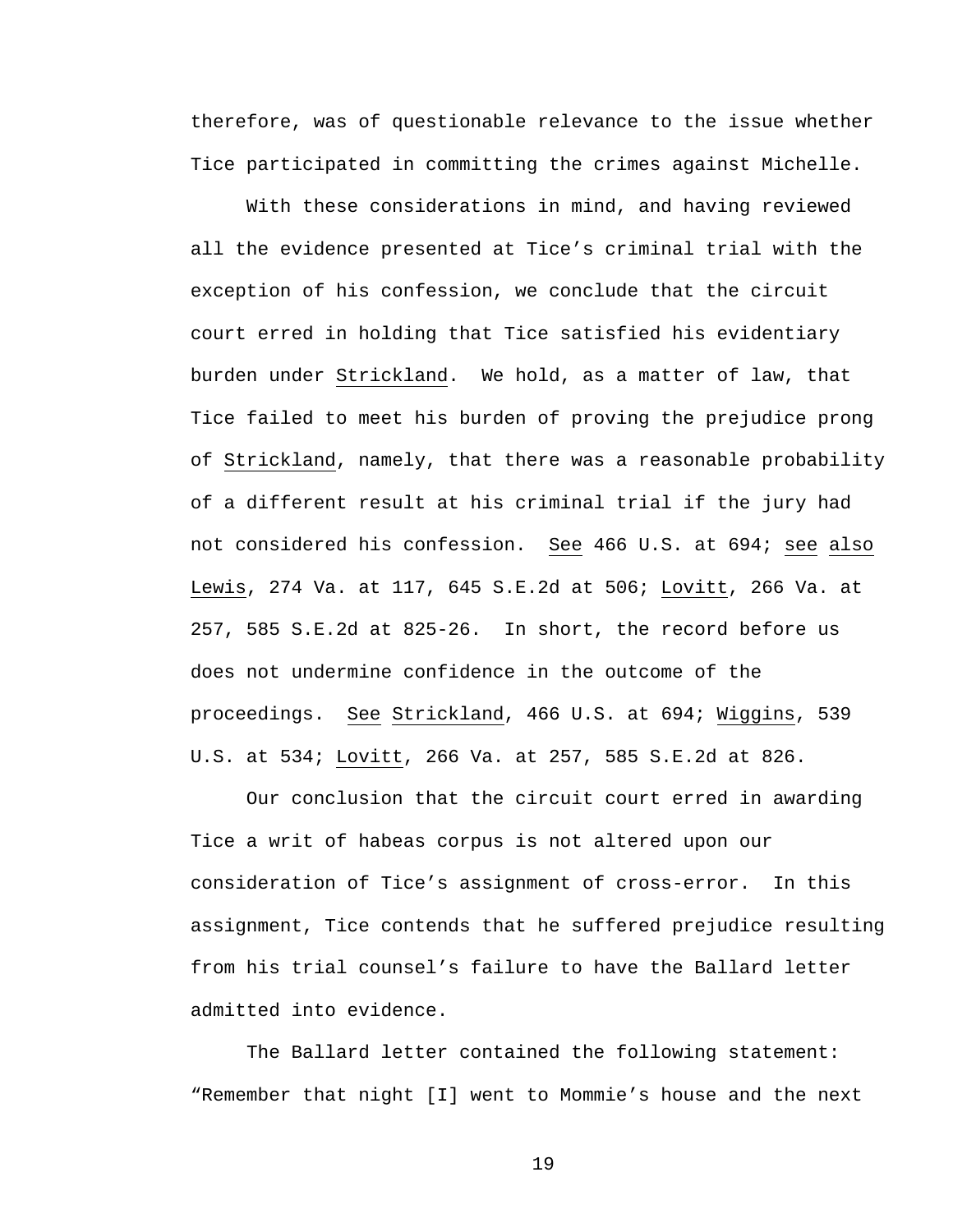therefore, was of questionable relevance to the issue whether Tice participated in committing the crimes against Michelle.

With these considerations in mind, and having reviewed all the evidence presented at Tice's criminal trial with the exception of his confession, we conclude that the circuit court erred in holding that Tice satisfied his evidentiary burden under Strickland. We hold, as a matter of law, that Tice failed to meet his burden of proving the prejudice prong of Strickland, namely, that there was a reasonable probability of a different result at his criminal trial if the jury had not considered his confession. See 466 U.S. at 694; see also Lewis, 274 Va. at 117, 645 S.E.2d at 506; Lovitt, 266 Va. at 257, 585 S.E.2d at 825-26. In short, the record before us does not undermine confidence in the outcome of the proceedings. See Strickland, 466 U.S. at 694; Wiggins, 539 U.S. at 534; Lovitt, 266 Va. at 257, 585 S.E.2d at 826.

Our conclusion that the circuit court erred in awarding Tice a writ of habeas corpus is not altered upon our consideration of Tice's assignment of cross-error. In this assignment, Tice contends that he suffered prejudice resulting from his trial counsel's failure to have the Ballard letter admitted into evidence.

The Ballard letter contained the following statement: "Remember that night [I] went to Mommie's house and the next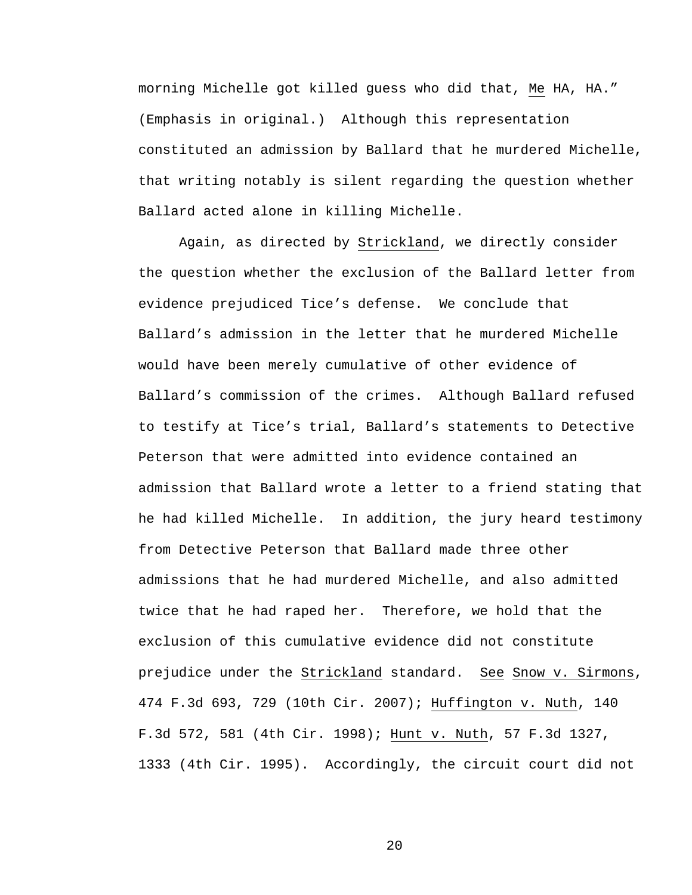morning Michelle got killed guess who did that, _Me_ HA, HA." (Emphasis in original.) Although this representation constituted an admission by Ballard that he murdered Michelle, that writing notably is silent regarding the question whether Ballard acted alone in killing Michelle.

Again, as directed by _Strickland_, we directly consider the question whether the exclusion of the Ballard letter from evidence prejudiced Tice's defense. We conclude that Ballard's admission in the letter that he murdered Michelle would have been merely cumulative of other evidence of Ballard's commission of the crimes. Although Ballard refused to testify at Tice's trial, Ballard's statements to Detective Peterson that were admitted into evidence contained an admission that Ballard wrote a letter to a friend stating that he had killed Michelle. In addition, the jury heard testimony from Detective Peterson that Ballard made three other admissions that he had murdered Michelle, and also admitted twice that he had raped her. Therefore, we hold that the exclusion of this cumulative evidence did not constitute prejudice under the _Strickland_ standard. _See_ _Snow v. Sirmons_, 474 F.3d 693, 729 (10th Cir. 2007); _Huffington v. Nuth_, 140 F.3d 572, 581 (4th Cir. 1998); _Hunt v. Nuth_, 57 F.3d 1327, 1333 (4th Cir. 1995). Accordingly, the circuit court did not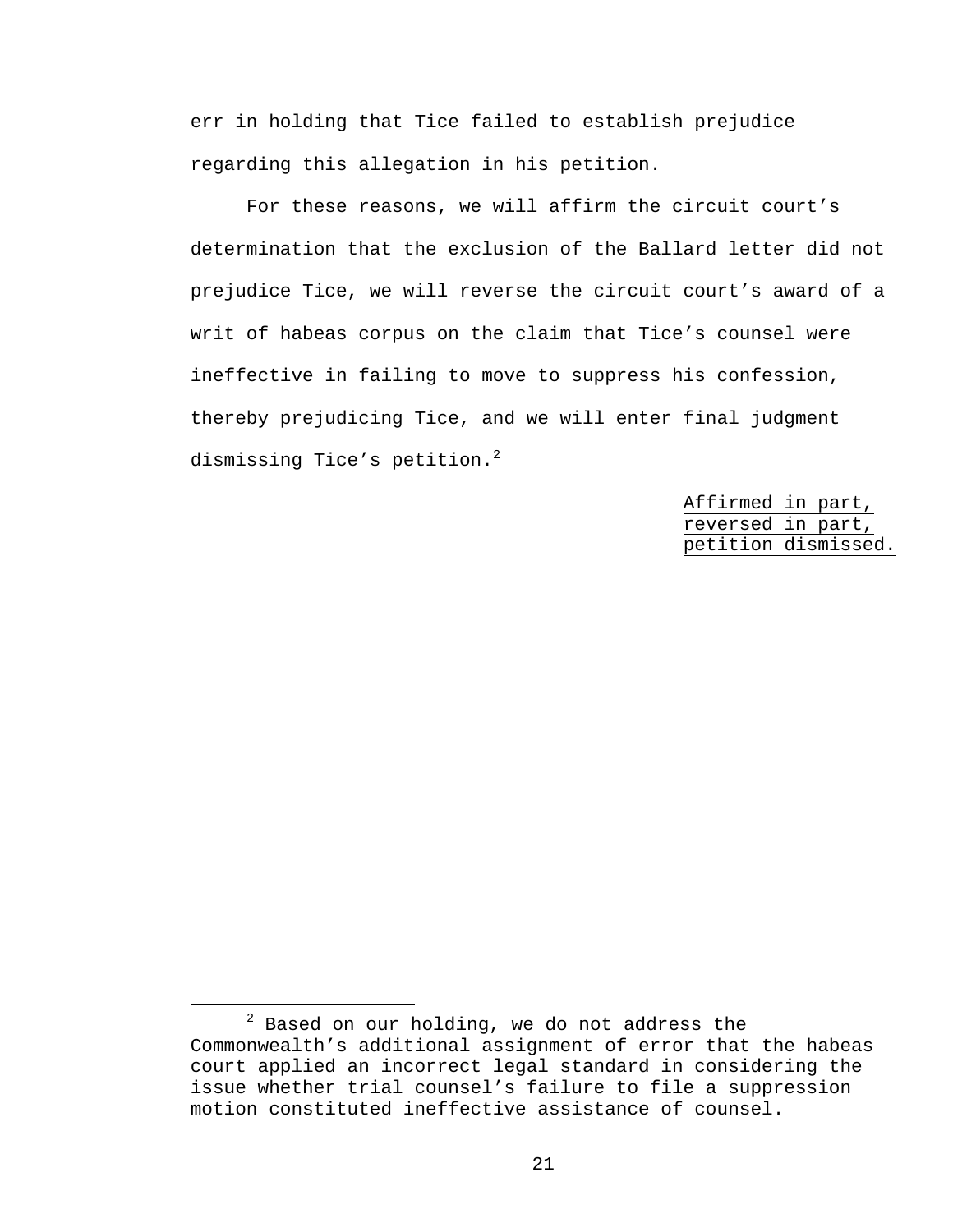err in holding that Tice failed to establish prejudice regarding this allegation in his petition.

For these reasons, we will affirm the circuit court's determination that the exclusion of the Ballard letter did not prejudice Tice, we will reverse the circuit court's award of a writ of habeas corpus on the claim that Tice's counsel were ineffective in failing to move to suppress his confession, thereby prejudicing Tice, and we will enter final judgment dismissing Tice's petition.[2]

Affirmed in part,
reversed in part,
petition dismissed.

[2] Based on our holding, we do not address the Commonwealth's additional assignment of error that the habeas court applied an incorrect legal standard in considering the issue whether trial counsel's failure to file a suppression motion constituted ineffective assistance of counsel.